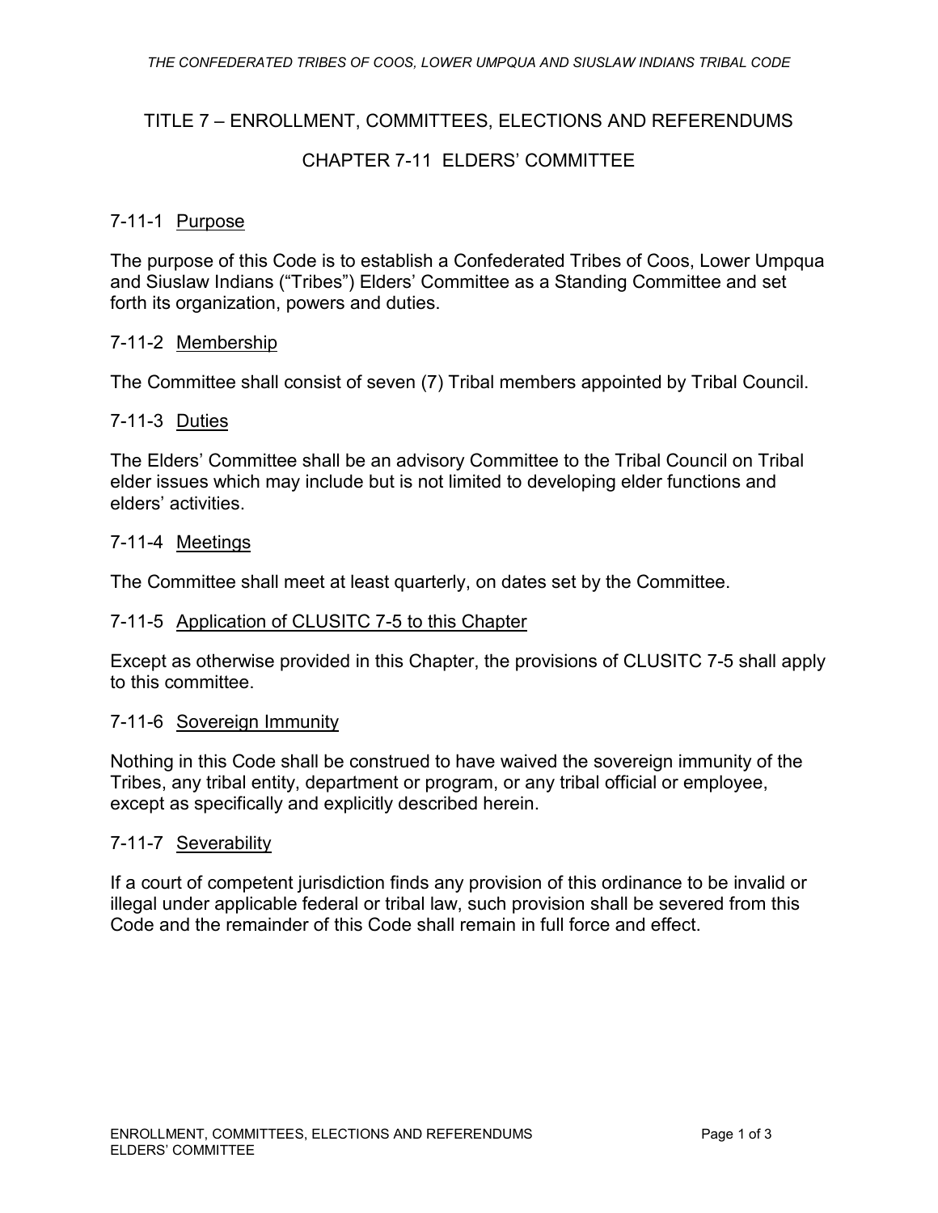# TITLE 7 – ENROLLMENT, COMMITTEES, ELECTIONS AND REFERENDUMS

## CHAPTER 7-11 ELDERS' COMMITTEE

### 7-11-1 Purpose

The purpose of this Code is to establish a Confederated Tribes of Coos, Lower Umpqua and Siuslaw Indians ("Tribes") Elders' Committee as a Standing Committee and set forth its organization, powers and duties.

### 7-11-2 Membership

The Committee shall consist of seven (7) Tribal members appointed by Tribal Council.

### 7-11-3 Duties

The Elders' Committee shall be an advisory Committee to the Tribal Council on Tribal elder issues which may include but is not limited to developing elder functions and elders' activities.

### 7-11-4 Meetings

The Committee shall meet at least quarterly, on dates set by the Committee.

### 7-11-5 Application of CLUSITC 7-5 to this Chapter

Except as otherwise provided in this Chapter, the provisions of CLUSITC 7-5 shall apply to this committee.

### 7-11-6 Sovereign Immunity

Nothing in this Code shall be construed to have waived the sovereign immunity of the Tribes, any tribal entity, department or program, or any tribal official or employee, except as specifically and explicitly described herein.

### 7-11-7 Severability

If a court of competent jurisdiction finds any provision of this ordinance to be invalid or illegal under applicable federal or tribal law, such provision shall be severed from this Code and the remainder of this Code shall remain in full force and effect.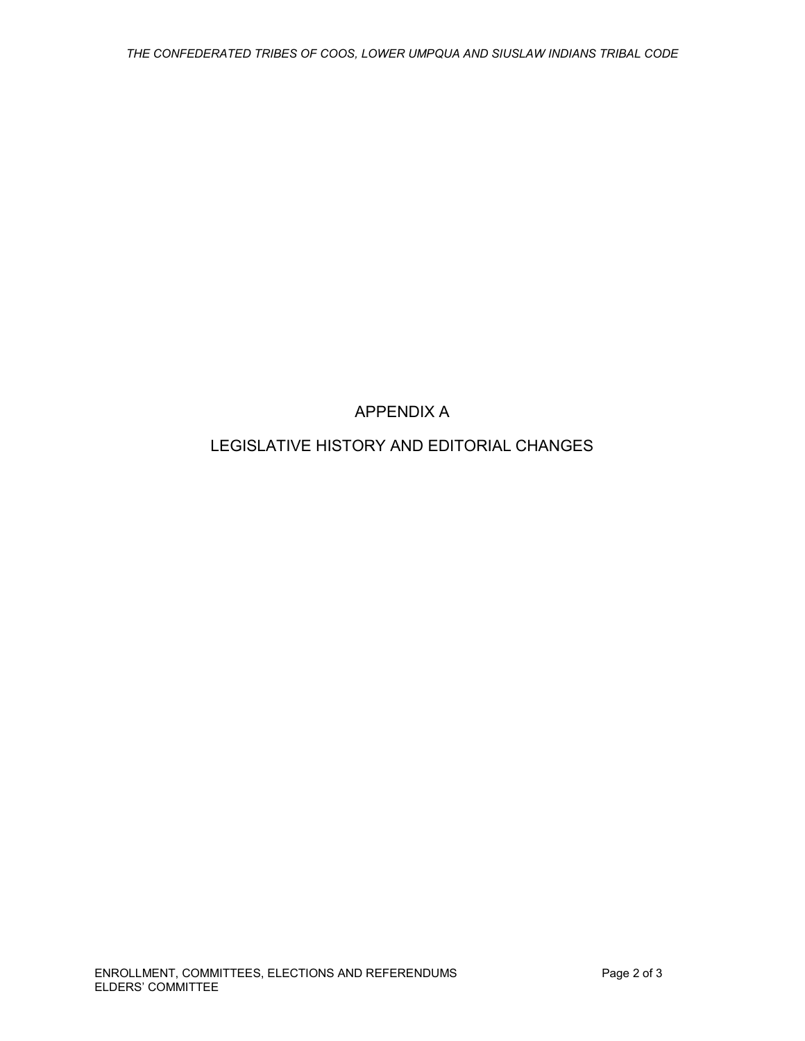# APPENDIX A

# LEGISLATIVE HISTORY AND EDITORIAL CHANGES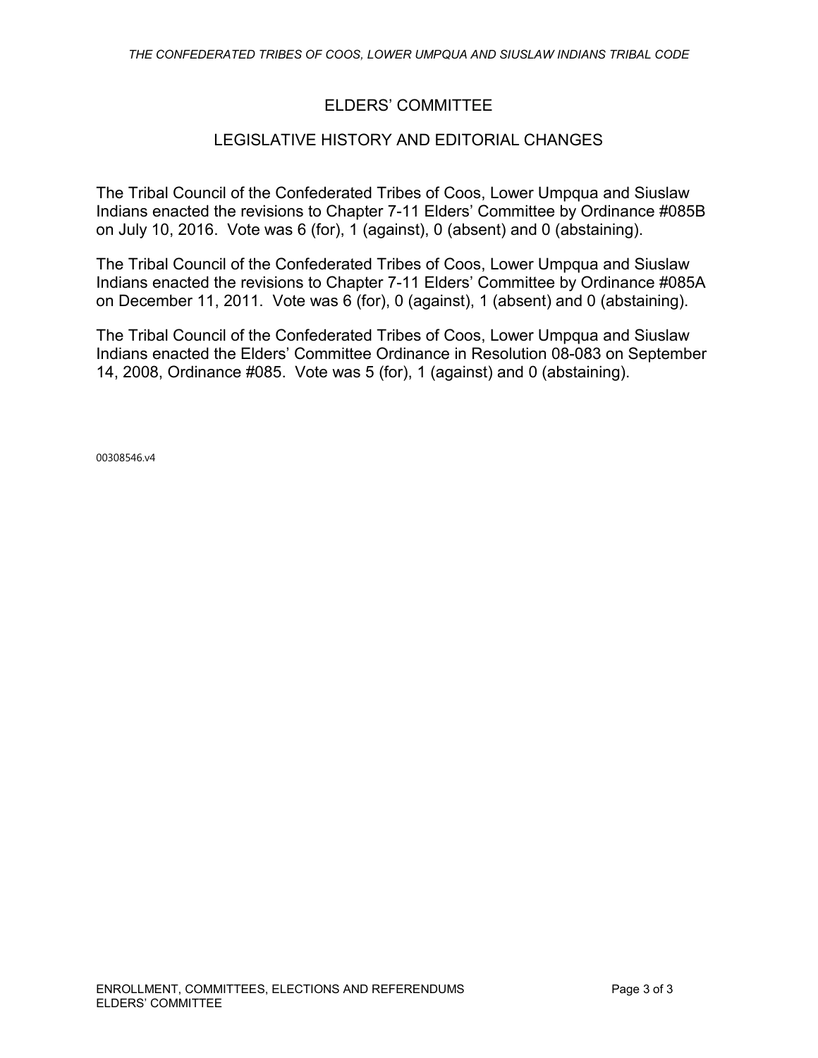## ELDERS' COMMITTEE

## LEGISLATIVE HISTORY AND EDITORIAL CHANGES

The Tribal Council of the Confederated Tribes of Coos, Lower Umpqua and Siuslaw Indians enacted the revisions to Chapter 7-11 Elders' Committee by Ordinance #085B on July 10, 2016. Vote was 6 (for), 1 (against), 0 (absent) and 0 (abstaining).

The Tribal Council of the Confederated Tribes of Coos, Lower Umpqua and Siuslaw Indians enacted the revisions to Chapter 7-11 Elders' Committee by Ordinance #085A on December 11, 2011. Vote was 6 (for), 0 (against), 1 (absent) and 0 (abstaining).

The Tribal Council of the Confederated Tribes of Coos, Lower Umpqua and Siuslaw Indians enacted the Elders' Committee Ordinance in Resolution 08-083 on September 14, 2008, Ordinance #085. Vote was 5 (for), 1 (against) and 0 (abstaining).

00308546.v4